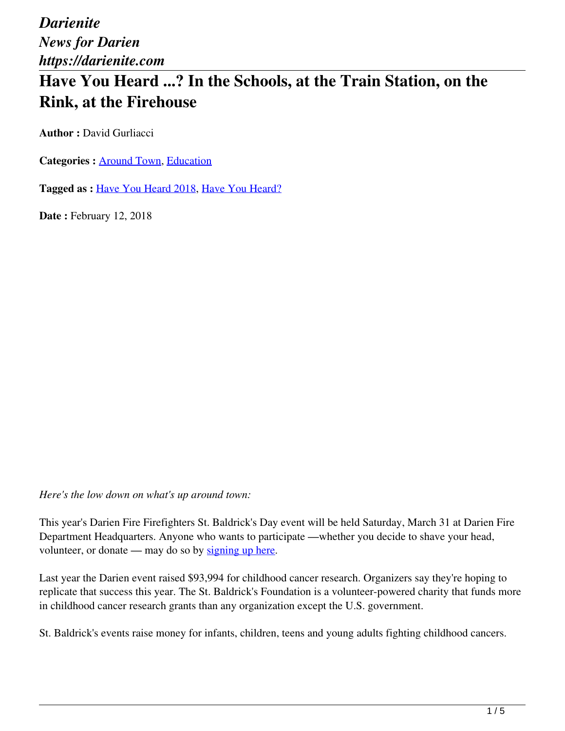*Darienite*
*News for Darien*
*https://darienite.com*

# Have You Heard ...? In the Schools, at the Train Station, on the Rink, at the Firehouse

**Author :** David Gurliacci

**Categories :** [Around Town](), [Education]()

**Tagged as :** [Have You Heard 2018](), [Have You Heard?]()

**Date :** February 12, 2018

*Here's the low down on what's up around town:*

This year's Darien Fire Firefighters St. Baldrick's Day event will be held Saturday, March 31 at Darien Fire Department Headquarters. Anyone who wants to participate —whether you decide to shave your head, volunteer, or donate — may do so by [signing up here]().

Last year the Darien event raised $93,994 for childhood cancer research. Organizers say they're hoping to replicate that success this year. The St. Baldrick's Foundation is a volunteer-powered charity that funds more in childhood cancer research grants than any organization except the U.S. government.

St. Baldrick's events raise money for infants, children, teens and young adults fighting childhood cancers.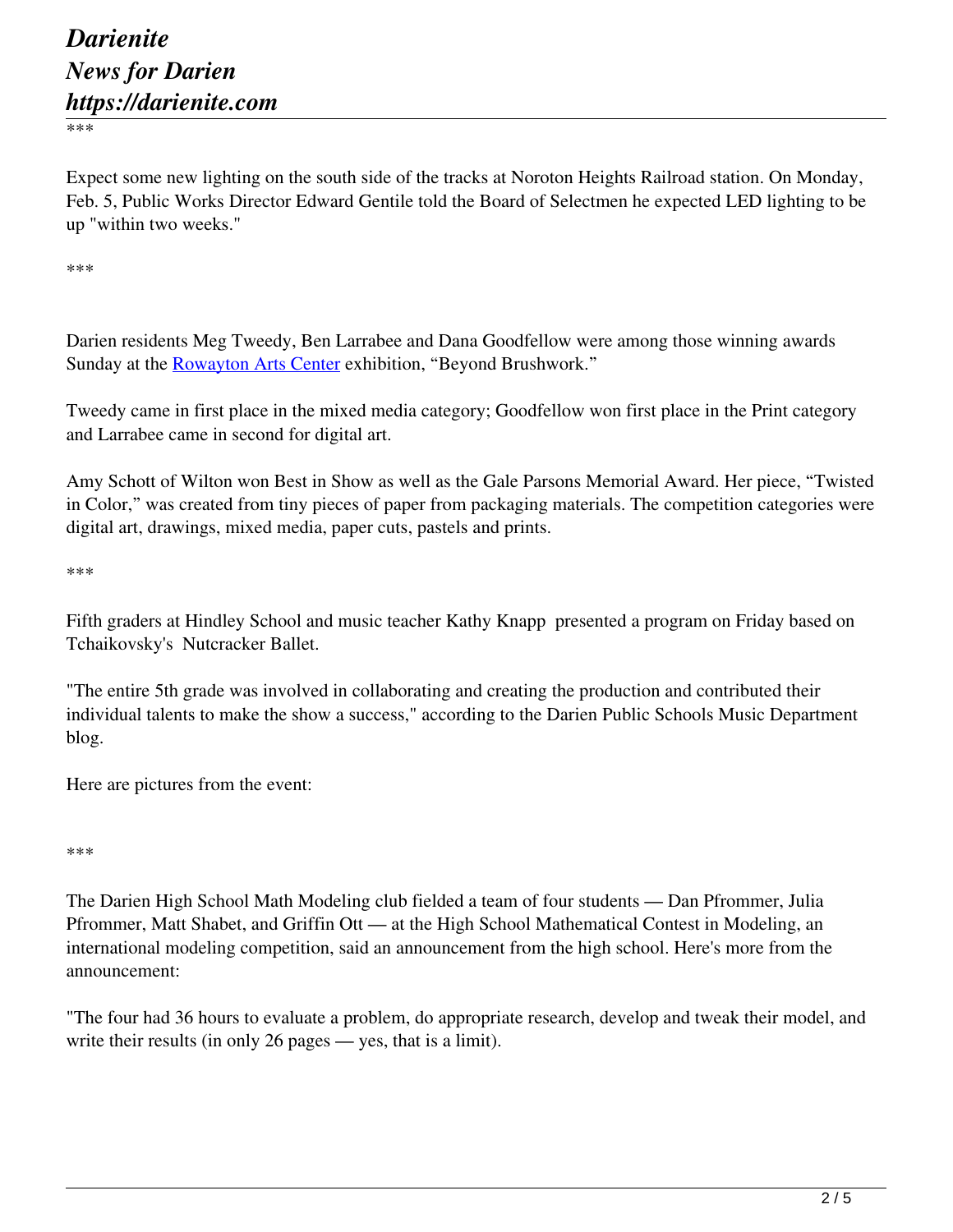\*\*\*

Expect some new lighting on the south side of the tracks at Noroton Heights Railroad station. On Monday, Feb. 5, Public Works Director Edward Gentile told the Board of Selectmen he expected LED lighting to be up "within two weeks."

\*\*\*

Darien residents Meg Tweedy, Ben Larrabee and Dana Goodfellow were among those winning awards Sunday at the [Rowayton Arts Center](#) exhibition, "Beyond Brushwork."

Tweedy came in first place in the mixed media category; Goodfellow won first place in the Print category and Larrabee came in second for digital art.

Amy Schott of Wilton won Best in Show as well as the Gale Parsons Memorial Award. Her piece, "Twisted in Color," was created from tiny pieces of paper from packaging materials. The competition categories were digital art, drawings, mixed media, paper cuts, pastels and prints.

\*\*\*

Fifth graders at Hindley School and music teacher Kathy Knapp presented a program on Friday based on Tchaikovsky's Nutcracker Ballet.

"The entire 5th grade was involved in collaborating and creating the production and contributed their individual talents to make the show a success," according to the Darien Public Schools Music Department blog.

Here are pictures from the event:

\*\*\*

The Darien High School Math Modeling club fielded a team of four students — Dan Pfrommer, Julia Pfrommer, Matt Shabet, and Griffin Ott — at the High School Mathematical Contest in Modeling, an international modeling competition, said an announcement from the high school. Here's more from the announcement:

"The four had 36 hours to evaluate a problem, do appropriate research, develop and tweak their model, and write their results (in only 26 pages — yes, that is a limit).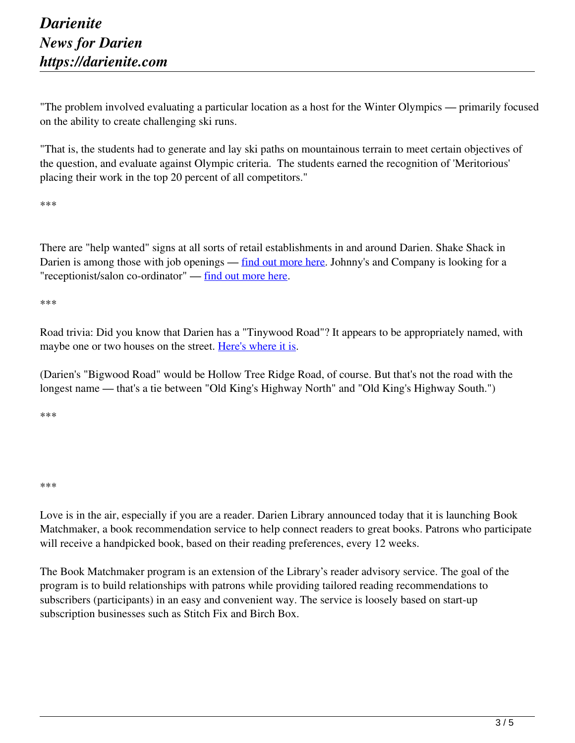"The problem involved evaluating a particular location as a host for the Winter Olympics — primarily focused on the ability to create challenging ski runs.

"That is, the students had to generate and lay ski paths on mountainous terrain to meet certain objectives of the question, and evaluate against Olympic criteria.  The students earned the recognition of 'Meritorious' placing their work in the top 20 percent of all competitors."

***

There are "help wanted" signs at all sorts of retail establishments in and around Darien. Shake Shack in Darien is among those with job openings — find out more here. Johnny's and Company is looking for a "receptionist/salon co-ordinator" — find out more here.

***

Road trivia: Did you know that Darien has a "Tinywood Road"? It appears to be appropriately named, with maybe one or two houses on the street. Here's where it is.

(Darien's "Bigwood Road" would be Hollow Tree Ridge Road, of course. But that's not the road with the longest name — that's a tie between "Old King's Highway North" and "Old King's Highway South.")

***

***

Love is in the air, especially if you are a reader. Darien Library announced today that it is launching Book Matchmaker, a book recommendation service to help connect readers to great books. Patrons who participate will receive a handpicked book, based on their reading preferences, every 12 weeks.

The Book Matchmaker program is an extension of the Library's reader advisory service. The goal of the program is to build relationships with patrons while providing tailored reading recommendations to subscribers (participants) in an easy and convenient way. The service is loosely based on start-up subscription businesses such as Stitch Fix and Birch Box.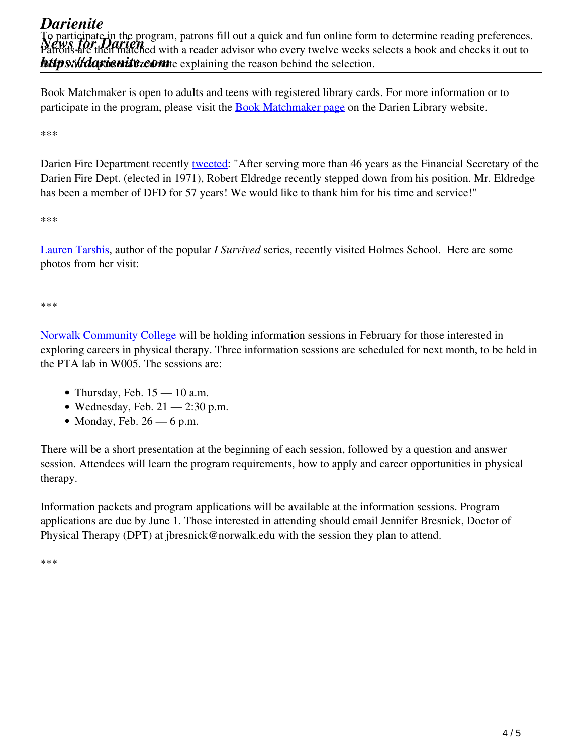To participate in the program, patrons fill out a quick and fun online form to determine reading preferences. Patrons are then matched with a reader advisor who every twelve weeks selects a book and checks it out to them with a personalized note explaining the reason behind the selection.

Book Matchmaker is open to adults and teens with registered library cards. For more information or to participate in the program, please visit the Book Matchmaker page on the Darien Library website.

***

Darien Fire Department recently tweeted: "After serving more than 46 years as the Financial Secretary of the Darien Fire Dept. (elected in 1971), Robert Eldredge recently stepped down from his position. Mr. Eldredge has been a member of DFD for 57 years! We would like to thank him for his time and service!"

***

Lauren Tarshis, author of the popular *I Survived* series, recently visited Holmes School. Here are some photos from her visit:

***

Norwalk Community College will be holding information sessions in February for those interested in exploring careers in physical therapy. Three information sessions are scheduled for next month, to be held in the PTA lab in W005. The sessions are:

- Thursday, Feb. 15 — 10 a.m.
- Wednesday, Feb. 21 — 2:30 p.m.
- Monday, Feb. 26 — 6 p.m.

There will be a short presentation at the beginning of each session, followed by a question and answer session. Attendees will learn the program requirements, how to apply and career opportunities in physical therapy.

Information packets and program applications will be available at the information sessions. Program applications are due by June 1. Those interested in attending should email Jennifer Bresnick, Doctor of Physical Therapy (DPT) at jbresnick@norwalk.edu with the session they plan to attend.

***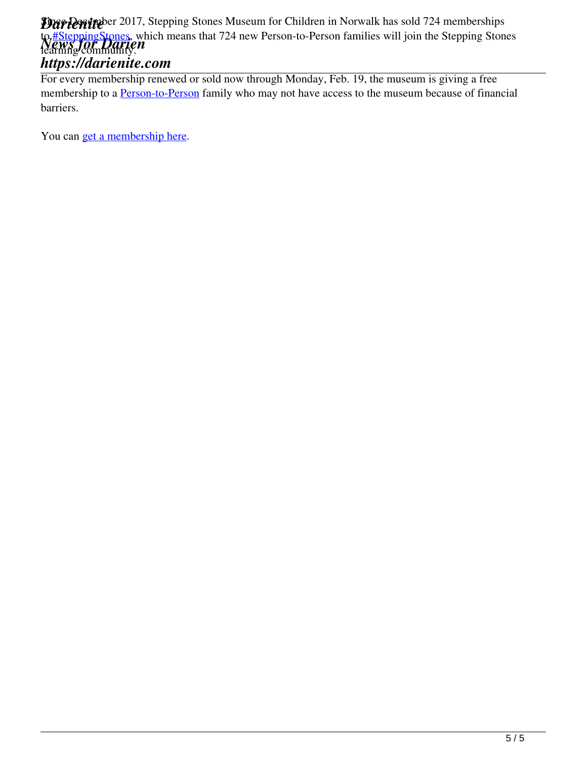Since December 2017, Stepping Stones Museum for Children in Norwalk has sold 724 memberships to #SteppingStones, which means that 724 new Person-to-Person families will join the Stepping Stones learning community.

For every membership renewed or sold now through Monday, Feb. 19, the museum is giving a free membership to a Person-to-Person family who may not have access to the museum because of financial barriers.

You can get a membership here.